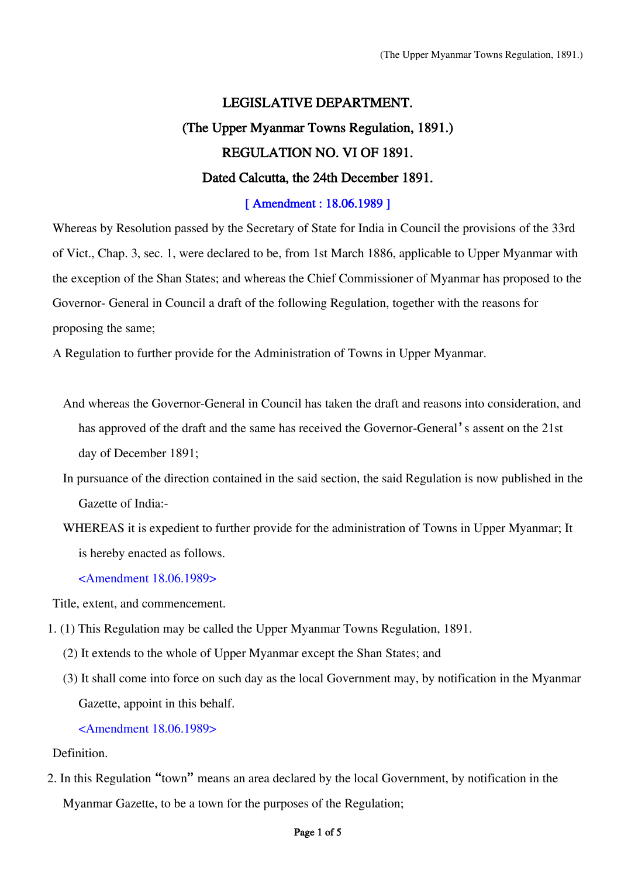# LEGISLATIVE DEPARTMENT.

## (The Upper Myanmar Towns Regulation, 1891.)

## REGULATION NO. VI OF 1891.

## Dated Calcutta, the 24th December 1891.

[ Amendment : 18.06.1989 ]

Whereas by Resolution passed by the Secretary of State for India in Council the provisions of the 33rd of Vict., Chap. 3, sec. 1, were declared to be, from 1st March 1886, applicable to Upper Myanmar with the exception of the Shan States; and whereas the Chief Commissioner of Myanmar has proposed to the Governor- General in Council a draft of the following Regulation, together with the reasons for proposing the same;

A Regulation to further provide for the Administration of Towns in Upper Myanmar.

And whereas the Governor-General in Council has taken the draft and reasons into consideration, and has approved of the draft and the same has received the Governor-General's assent on the 21st day of December 1891;

In pursuance of the direction contained in the said section, the said Regulation is now published in the Gazette of India:-

WHEREAS it is expedient to further provide for the administration of Towns in Upper Myanmar; It is hereby enacted as follows.

<Amendment 18.06.1989>

Title, extent, and commencement.

1. (1) This Regulation may be called the Upper Myanmar Towns Regulation, 1891.

   (2) It extends to the whole of Upper Myanmar except the Shan States; and

   (3) It shall come into force on such day as the local Government may, by notification in the Myanmar Gazette, appoint in this behalf.

   <Amendment 18.06.1989>

Definition.

2. In this Regulation "town" means an area declared by the local Government, by notification in the Myanmar Gazette, to be a town for the purposes of the Regulation;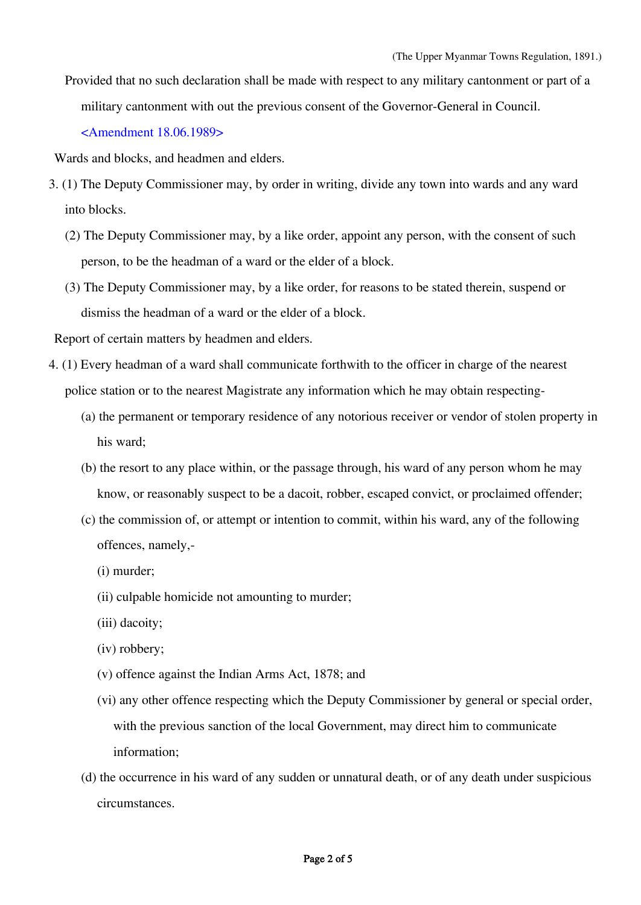Provided that no such declaration shall be made with respect to any military cantonment or part of a military cantonment with out the previous consent of the Governor-General in Council.

<Amendment 18.06.1989>

Wards and blocks, and headmen and elders.

3. (1) The Deputy Commissioner may, by order in writing, divide any town into wards and any ward into blocks.

(2) The Deputy Commissioner may, by a like order, appoint any person, with the consent of such person, to be the headman of a ward or the elder of a block.

(3) The Deputy Commissioner may, by a like order, for reasons to be stated therein, suspend or dismiss the headman of a ward or the elder of a block.

Report of certain matters by headmen and elders.

4. (1) Every headman of a ward shall communicate forthwith to the officer in charge of the nearest police station or to the nearest Magistrate any information which he may obtain respecting-

(a) the permanent or temporary residence of any notorious receiver or vendor of stolen property in his ward;

(b) the resort to any place within, or the passage through, his ward of any person whom he may know, or reasonably suspect to be a dacoit, robber, escaped convict, or proclaimed offender;

(c) the commission of, or attempt or intention to commit, within his ward, any of the following offences, namely,-

(i) murder;

(ii) culpable homicide not amounting to murder;

(iii) dacoity;

(iv) robbery;

(v) offence against the Indian Arms Act, 1878; and

(vi) any other offence respecting which the Deputy Commissioner by general or special order, with the previous sanction of the local Government, may direct him to communicate information;

(d) the occurrence in his ward of any sudden or unnatural death, or of any death under suspicious circumstances.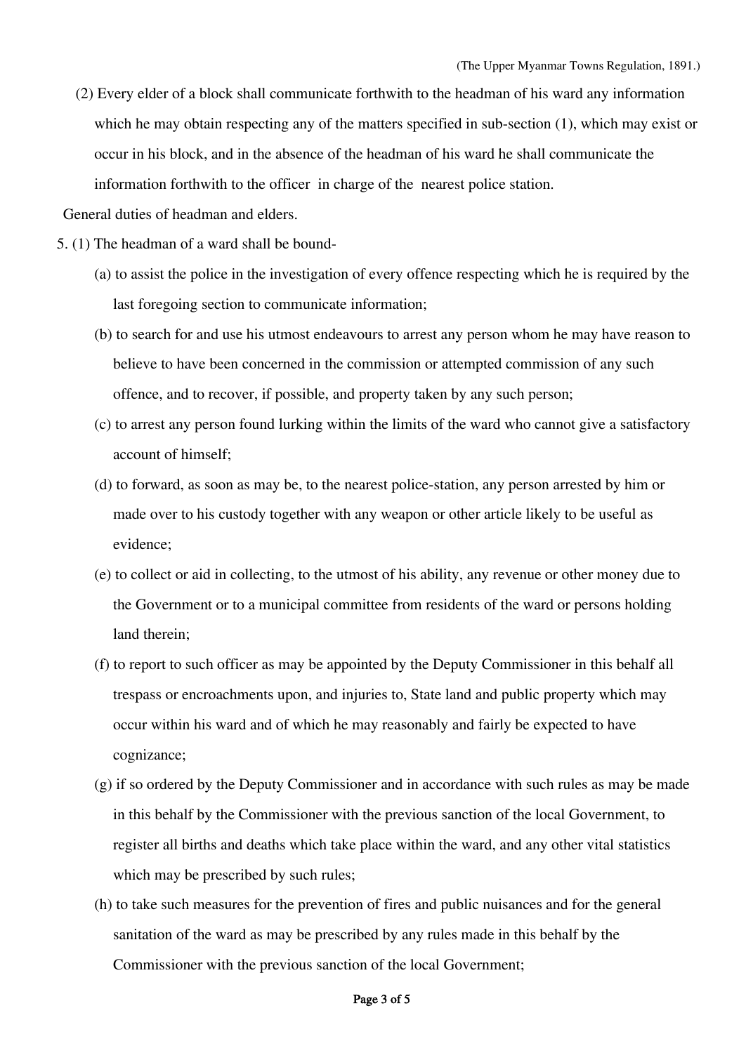(2) Every elder of a block shall communicate forthwith to the headman of his ward any information which he may obtain respecting any of the matters specified in sub-section (1), which may exist or occur in his block, and in the absence of the headman of his ward he shall communicate the information forthwith to the officer in charge of the nearest police station.

General duties of headman and elders.

5. (1) The headman of a ward shall be bound-

(a) to assist the police in the investigation of every offence respecting which he is required by the last foregoing section to communicate information;

(b) to search for and use his utmost endeavours to arrest any person whom he may have reason to believe to have been concerned in the commission or attempted commission of any such offence, and to recover, if possible, and property taken by any such person;

(c) to arrest any person found lurking within the limits of the ward who cannot give a satisfactory account of himself;

(d) to forward, as soon as may be, to the nearest police-station, any person arrested by him or made over to his custody together with any weapon or other article likely to be useful as evidence;

(e) to collect or aid in collecting, to the utmost of his ability, any revenue or other money due to the Government or to a municipal committee from residents of the ward or persons holding land therein;

(f) to report to such officer as may be appointed by the Deputy Commissioner in this behalf all trespass or encroachments upon, and injuries to, State land and public property which may occur within his ward and of which he may reasonably and fairly be expected to have cognizance;

(g) if so ordered by the Deputy Commissioner and in accordance with such rules as may be made in this behalf by the Commissioner with the previous sanction of the local Government, to register all births and deaths which take place within the ward, and any other vital statistics which may be prescribed by such rules;

(h) to take such measures for the prevention of fires and public nuisances and for the general sanitation of the ward as may be prescribed by any rules made in this behalf by the Commissioner with the previous sanction of the local Government;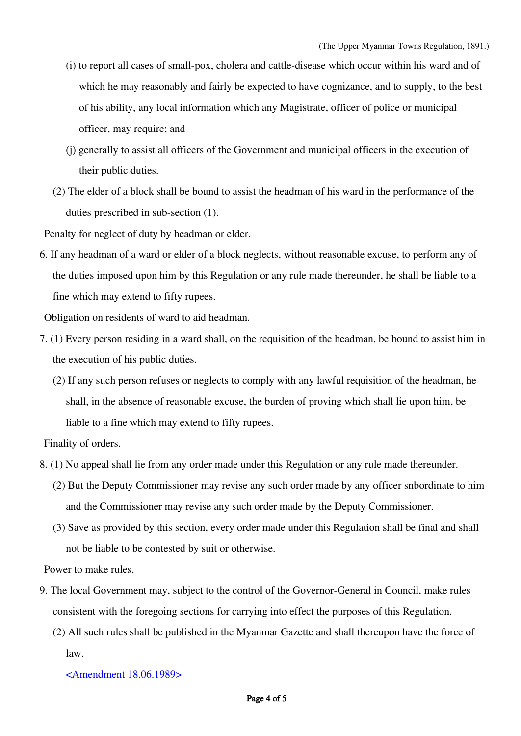(i) to report all cases of small-pox, cholera and cattle-disease which occur within his ward and of which he may reasonably and fairly be expected to have cognizance, and to supply, to the best of his ability, any local information which any Magistrate, officer of police or municipal officer, may require; and

(j) generally to assist all officers of the Government and municipal officers in the execution of their public duties.

(2) The elder of a block shall be bound to assist the headman of his ward in the performance of the duties prescribed in sub-section (1).

Penalty for neglect of duty by headman or elder.

6. If any headman of a ward or elder of a block neglects, without reasonable excuse, to perform any of the duties imposed upon him by this Regulation or any rule made thereunder, he shall be liable to a fine which may extend to fifty rupees.

Obligation on residents of ward to aid headman.

7. (1) Every person residing in a ward shall, on the requisition of the headman, be bound to assist him in the execution of his public duties.

(2) If any such person refuses or neglects to comply with any lawful requisition of the headman, he shall, in the absence of reasonable excuse, the burden of proving which shall lie upon him, be liable to a fine which may extend to fifty rupees.

Finality of orders.

8. (1) No appeal shall lie from any order made under this Regulation or any rule made thereunder.

(2) But the Deputy Commissioner may revise any such order made by any officer snbordinate to him and the Commissioner may revise any such order made by the Deputy Commissioner.

(3) Save as provided by this section, every order made under this Regulation shall be final and shall not be liable to be contested by suit or otherwise.

Power to make rules.

9. The local Government may, subject to the control of the Governor-General in Council, make rules consistent with the foregoing sections for carrying into effect the purposes of this Regulation.

(2) All such rules shall be published in the Myanmar Gazette and shall thereupon have the force of law.

<Amendment 18.06.1989>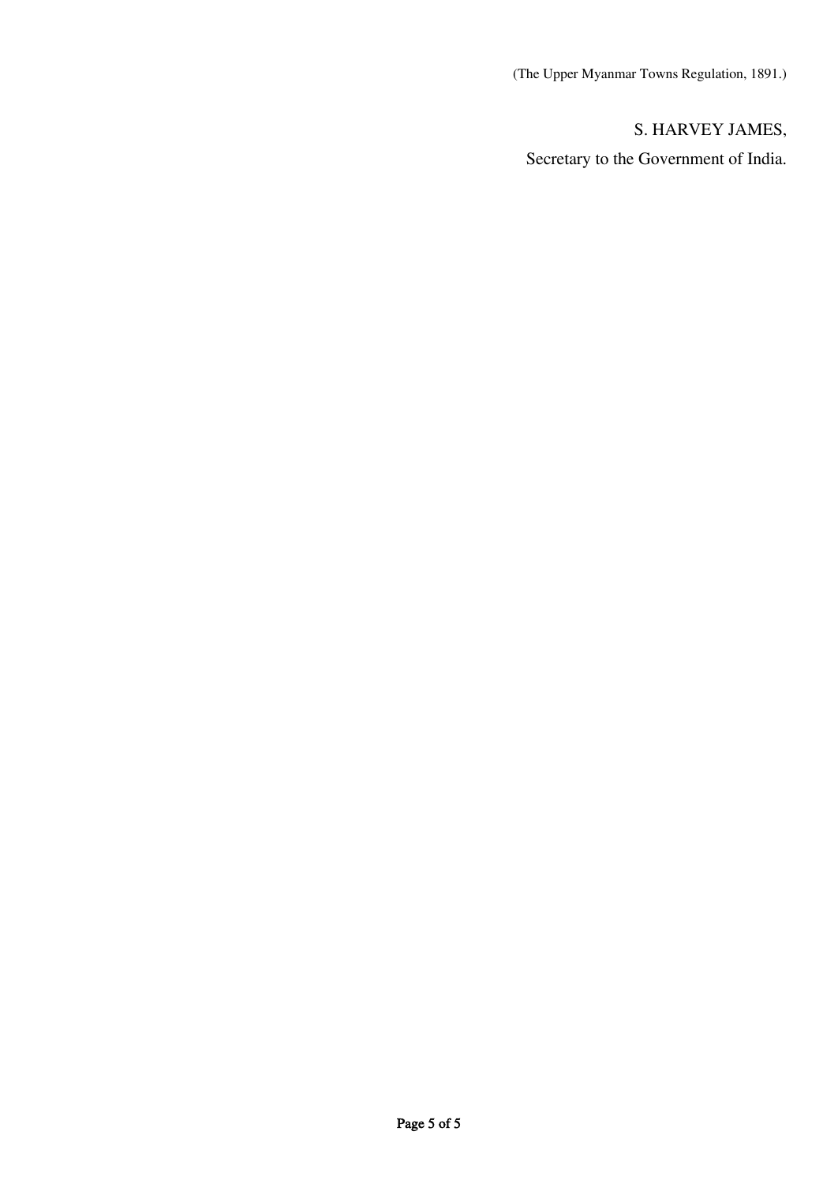S. HARVEY JAMES,

Secretary to the Government of India.